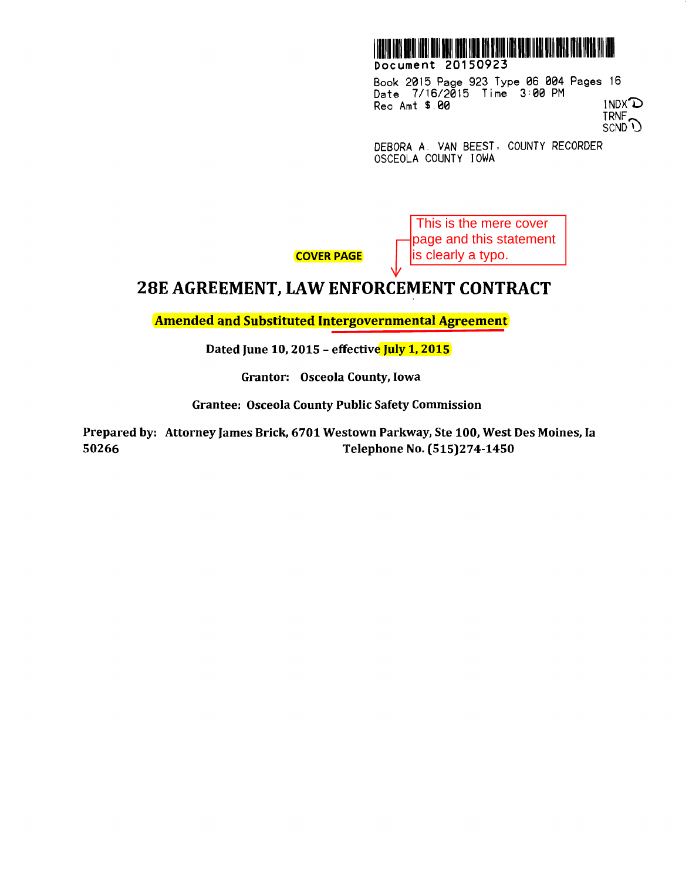Document 20150923

Book 2015 Page 923 Type 06 004 Pages 16
Date 7/16/2015 Time 3:00 PM
Rec Amt $.00

INDX
TRNF
SCND

DEBORA A. VAN BEEST, COUNTY RECORDER
OSCEOLA COUNTY IOWA

This is the mere cover page and this statement is clearly a typo.

**COVER PAGE**

# 28E AGREEMENT, LAW ENFORCEMENT CONTRACT

**Amended and Substituted Intergovernmental Agreement**

**Dated June 10, 2015 – effective July 1, 2015**

**Grantor: Osceola County, Iowa**

**Grantee: Osceola County Public Safety Commission**

**Prepared by: Attorney James Brick, 6701 Westown Parkway, Ste 100, West Des Moines, Ia 50266 Telephone No. (515)274-1450**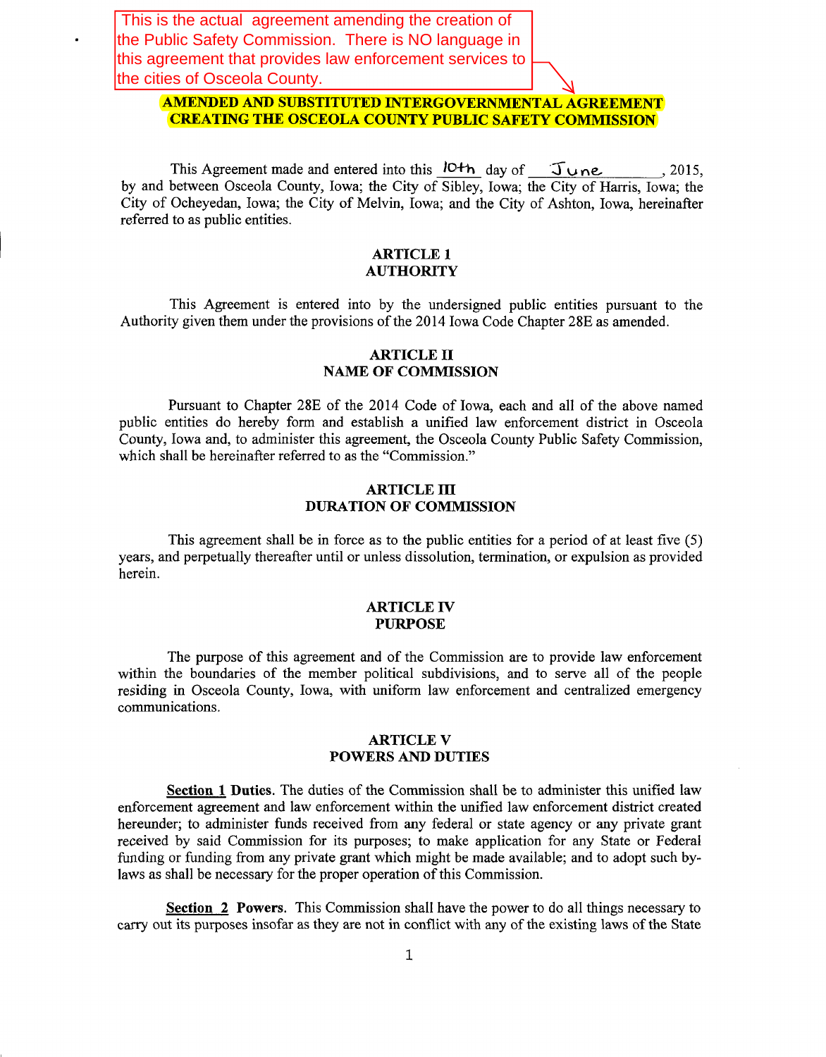This is the actual agreement amending the creation of the Public Safety Commission. There is NO language in this agreement that provides law enforcement services to the cities of Osceola County.

# AMENDED AND SUBSTITUTED INTERGOVERNMENTAL AGREEMENT CREATING THE OSCEOLA COUNTY PUBLIC SAFETY COMMISSION

This Agreement made and entered into this 10th day of June, 2015, by and between Osceola County, Iowa; the City of Sibley, Iowa; the City of Harris, Iowa; the City of Ocheyedan, Iowa; the City of Melvin, Iowa; and the City of Ashton, Iowa, hereinafter referred to as public entities.

## ARTICLE 1
## AUTHORITY

This Agreement is entered into by the undersigned public entities pursuant to the Authority given them under the provisions of the 2014 Iowa Code Chapter 28E as amended.

## ARTICLE II
## NAME OF COMMISSION

Pursuant to Chapter 28E of the 2014 Code of Iowa, each and all of the above named public entities do hereby form and establish a unified law enforcement district in Osceola County, Iowa and, to administer this agreement, the Osceola County Public Safety Commission, which shall be hereinafter referred to as the "Commission."

## ARTICLE III
## DURATION OF COMMISSION

This agreement shall be in force as to the public entities for a period of at least five (5) years, and perpetually thereafter until or unless dissolution, termination, or expulsion as provided herein.

## ARTICLE IV
## PURPOSE

The purpose of this agreement and of the Commission are to provide law enforcement within the boundaries of the member political subdivisions, and to serve all of the people residing in Osceola County, Iowa, with uniform law enforcement and centralized emergency communications.

## ARTICLE V
## POWERS AND DUTIES

**Section 1 Duties**. The duties of the Commission shall be to administer this unified law enforcement agreement and law enforcement within the unified law enforcement district created hereunder; to administer funds received from any federal or state agency or any private grant received by said Commission for its purposes; to make application for any State or Federal funding or funding from any private grant which might be made available; and to adopt such by-laws as shall be necessary for the proper operation of this Commission.

**Section 2 Powers**. This Commission shall have the power to do all things necessary to carry out its purposes insofar as they are not in conflict with any of the existing laws of the State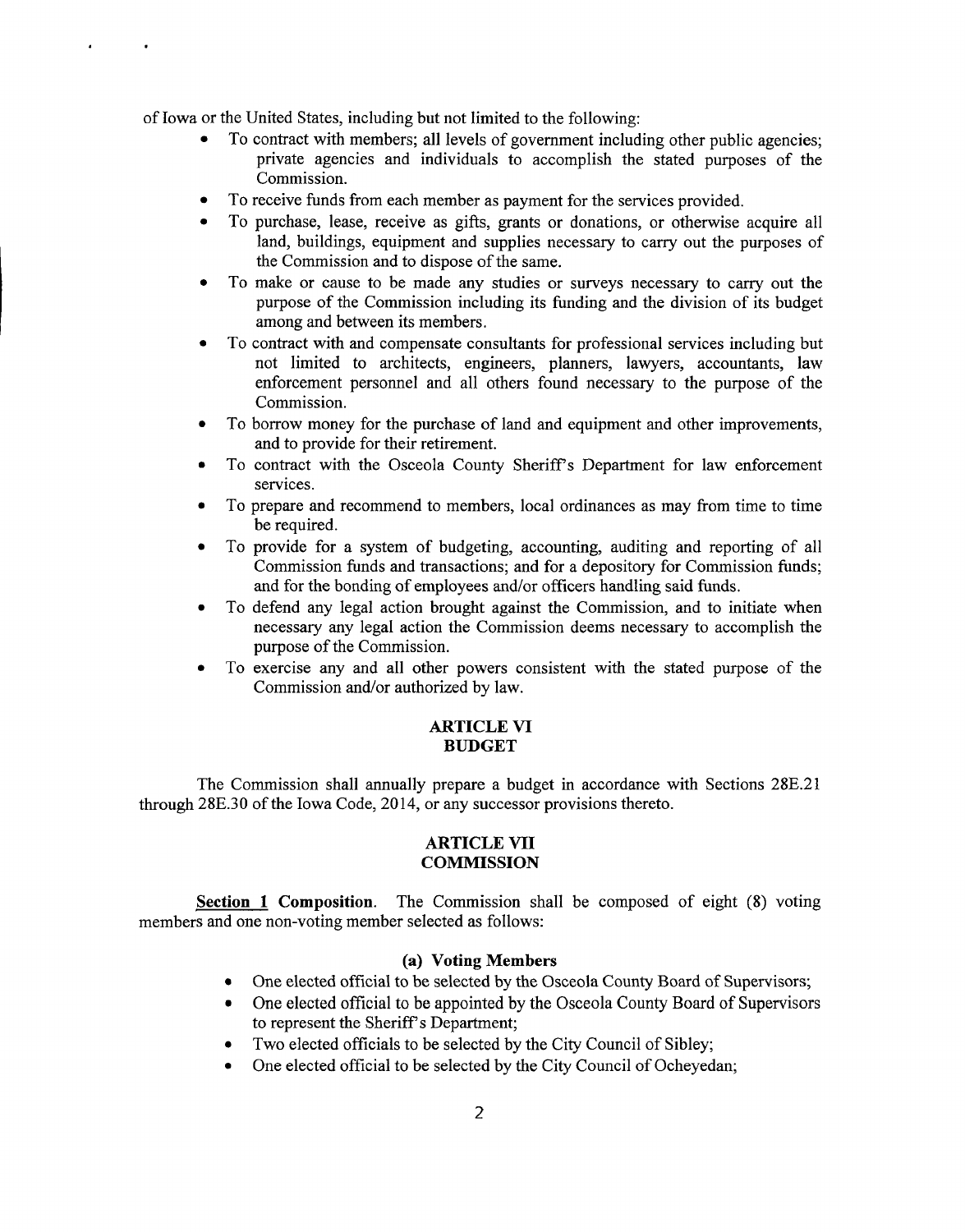of Iowa or the United States, including but not limited to the following:

- To contract with members; all levels of government including other public agencies; private agencies and individuals to accomplish the stated purposes of the Commission.
- To receive funds from each member as payment for the services provided.
- To purchase, lease, receive as gifts, grants or donations, or otherwise acquire all land, buildings, equipment and supplies necessary to carry out the purposes of the Commission and to dispose of the same.
- To make or cause to be made any studies or surveys necessary to carry out the purpose of the Commission including its funding and the division of its budget among and between its members.
- To contract with and compensate consultants for professional services including but not limited to architects, engineers, planners, lawyers, accountants, law enforcement personnel and all others found necessary to the purpose of the Commission.
- To borrow money for the purchase of land and equipment and other improvements, and to provide for their retirement.
- To contract with the Osceola County Sheriff's Department for law enforcement services.
- To prepare and recommend to members, local ordinances as may from time to time be required.
- To provide for a system of budgeting, accounting, auditing and reporting of all Commission funds and transactions; and for a depository for Commission funds; and for the bonding of employees and/or officers handling said funds.
- To defend any legal action brought against the Commission, and to initiate when necessary any legal action the Commission deems necessary to accomplish the purpose of the Commission.
- To exercise any and all other powers consistent with the stated purpose of the Commission and/or authorized by law.

## ARTICLE VI
## BUDGET

The Commission shall annually prepare a budget in accordance with Sections 28E.21 through 28E.30 of the Iowa Code, 2014, or any successor provisions thereto.

## ARTICLE VII
## COMMISSION

**Section 1 Composition.** The Commission shall be composed of eight (8) voting members and one non-voting member selected as follows:

**(a) Voting Members**

- One elected official to be selected by the Osceola County Board of Supervisors;
- One elected official to be appointed by the Osceola County Board of Supervisors to represent the Sheriff's Department;
- Two elected officials to be selected by the City Council of Sibley;
- One elected official to be selected by the City Council of Ocheyedan;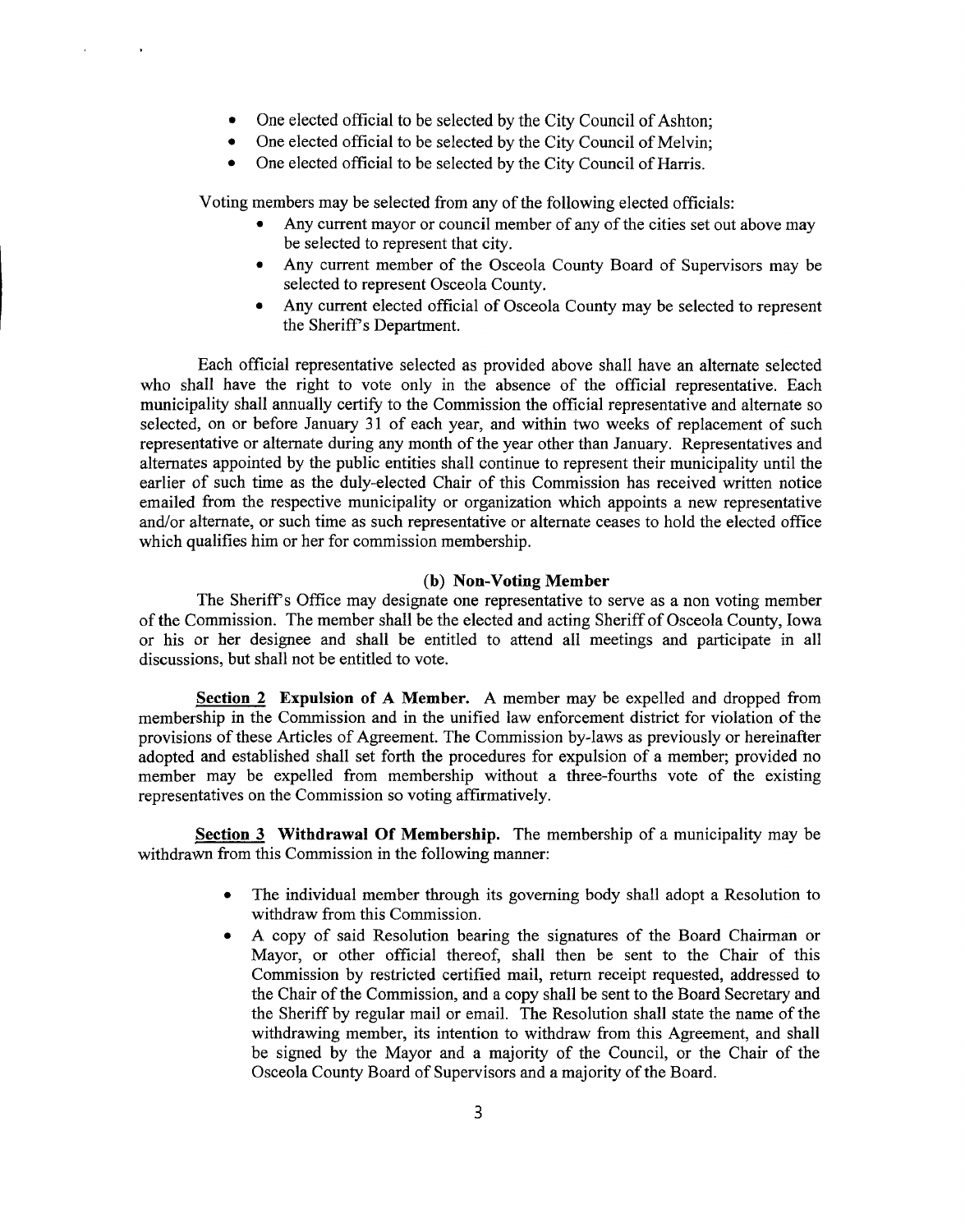- One elected official to be selected by the City Council of Ashton;
- One elected official to be selected by the City Council of Melvin;
- One elected official to be selected by the City Council of Harris.

Voting members may be selected from any of the following elected officials:

- Any current mayor or council member of any of the cities set out above may be selected to represent that city.
- Any current member of the Osceola County Board of Supervisors may be selected to represent Osceola County.
- Any current elected official of Osceola County may be selected to represent the Sheriff's Department.

Each official representative selected as provided above shall have an alternate selected who shall have the right to vote only in the absence of the official representative. Each municipality shall annually certify to the Commission the official representative and alternate so selected, on or before January 31 of each year, and within two weeks of replacement of such representative or alternate during any month of the year other than January. Representatives and alternates appointed by the public entities shall continue to represent their municipality until the earlier of such time as the duly-elected Chair of this Commission has received written notice emailed from the respective municipality or organization which appoints a new representative and/or alternate, or such time as such representative or alternate ceases to hold the elected office which qualifies him or her for commission membership.

**(b) Non-Voting Member**

The Sheriff's Office may designate one representative to serve as a non voting member of the Commission. The member shall be the elected and acting Sheriff of Osceola County, Iowa or his or her designee and shall be entitled to attend all meetings and participate in all discussions, but shall not be entitled to vote.

**Section 2 Expulsion of A Member.** A member may be expelled and dropped from membership in the Commission and in the unified law enforcement district for violation of the provisions of these Articles of Agreement. The Commission by-laws as previously or hereinafter adopted and established shall set forth the procedures for expulsion of a member; provided no member may be expelled from membership without a three-fourths vote of the existing representatives on the Commission so voting affirmatively.

**Section 3 Withdrawal Of Membership.** The membership of a municipality may be withdrawn from this Commission in the following manner:

- The individual member through its governing body shall adopt a Resolution to withdraw from this Commission.
- A copy of said Resolution bearing the signatures of the Board Chairman or Mayor, or other official thereof, shall then be sent to the Chair of this Commission by restricted certified mail, return receipt requested, addressed to the Chair of the Commission, and a copy shall be sent to the Board Secretary and the Sheriff by regular mail or email. The Resolution shall state the name of the withdrawing member, its intention to withdraw from this Agreement, and shall be signed by the Mayor and a majority of the Council, or the Chair of the Osceola County Board of Supervisors and a majority of the Board.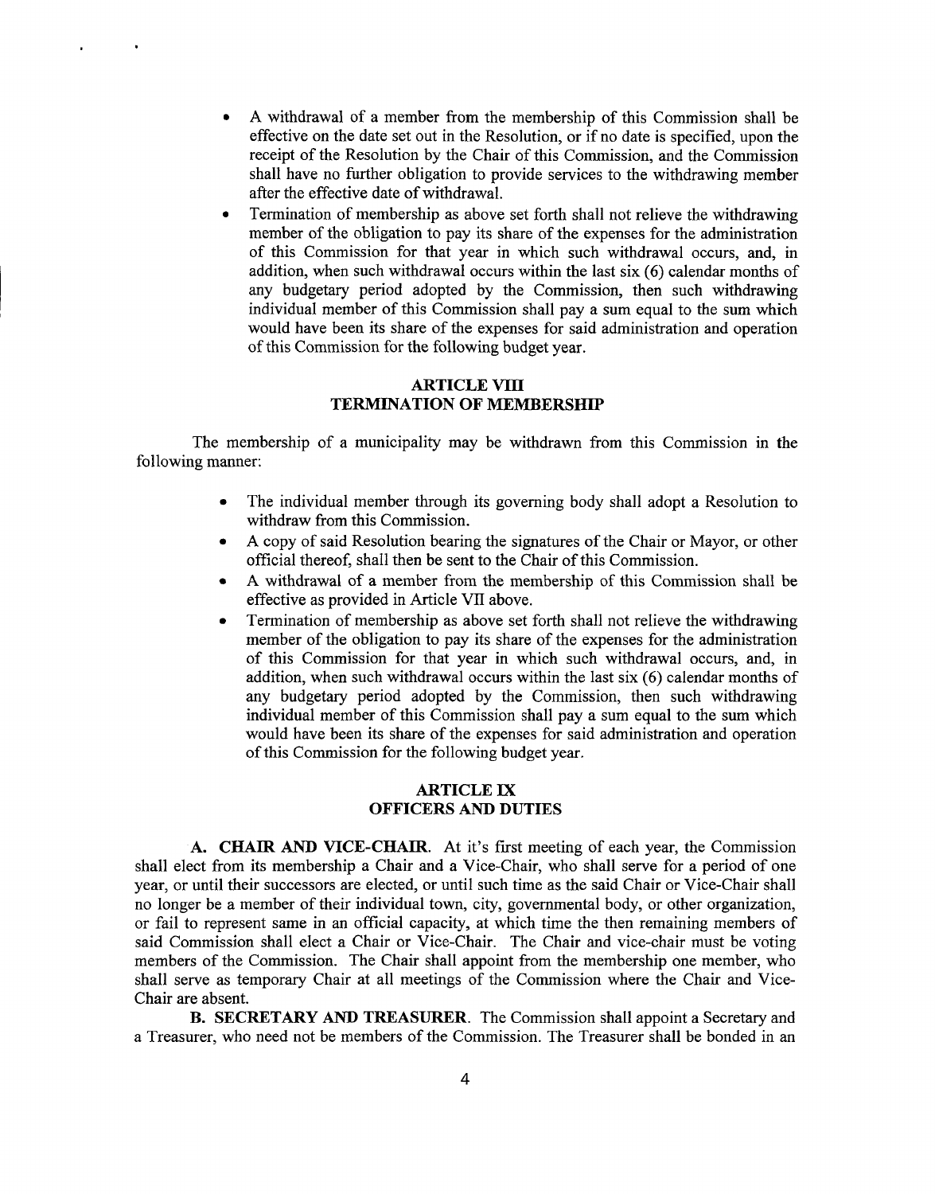- A withdrawal of a member from the membership of this Commission shall be effective on the date set out in the Resolution, or if no date is specified, upon the receipt of the Resolution by the Chair of this Commission, and the Commission shall have no further obligation to provide services to the withdrawing member after the effective date of withdrawal.
- Termination of membership as above set forth shall not relieve the withdrawing member of the obligation to pay its share of the expenses for the administration of this Commission for that year in which such withdrawal occurs, and, in addition, when such withdrawal occurs within the last six (6) calendar months of any budgetary period adopted by the Commission, then such withdrawing individual member of this Commission shall pay a sum equal to the sum which would have been its share of the expenses for said administration and operation of this Commission for the following budget year.

## ARTICLE VIII
## TERMINATION OF MEMBERSHIP

The membership of a municipality may be withdrawn from this Commission in the following manner:

- The individual member through its governing body shall adopt a Resolution to withdraw from this Commission.
- A copy of said Resolution bearing the signatures of the Chair or Mayor, or other official thereof, shall then be sent to the Chair of this Commission.
- A withdrawal of a member from the membership of this Commission shall be effective as provided in Article VII above.
- Termination of membership as above set forth shall not relieve the withdrawing member of the obligation to pay its share of the expenses for the administration of this Commission for that year in which such withdrawal occurs, and, in addition, when such withdrawal occurs within the last six (6) calendar months of any budgetary period adopted by the Commission, then such withdrawing individual member of this Commission shall pay a sum equal to the sum which would have been its share of the expenses for said administration and operation of this Commission for the following budget year.

## ARTICLE IX
## OFFICERS AND DUTIES

**A. CHAIR AND VICE-CHAIR**. At it's first meeting of each year, the Commission shall elect from its membership a Chair and a Vice-Chair, who shall serve for a period of one year, or until their successors are elected, or until such time as the said Chair or Vice-Chair shall no longer be a member of their individual town, city, governmental body, or other organization, or fail to represent same in an official capacity, at which time the then remaining members of said Commission shall elect a Chair or Vice-Chair. The Chair and vice-chair must be voting members of the Commission. The Chair shall appoint from the membership one member, who shall serve as temporary Chair at all meetings of the Commission where the Chair and Vice-Chair are absent.

**B. SECRETARY AND TREASURER**. The Commission shall appoint a Secretary and a Treasurer, who need not be members of the Commission. The Treasurer shall be bonded in an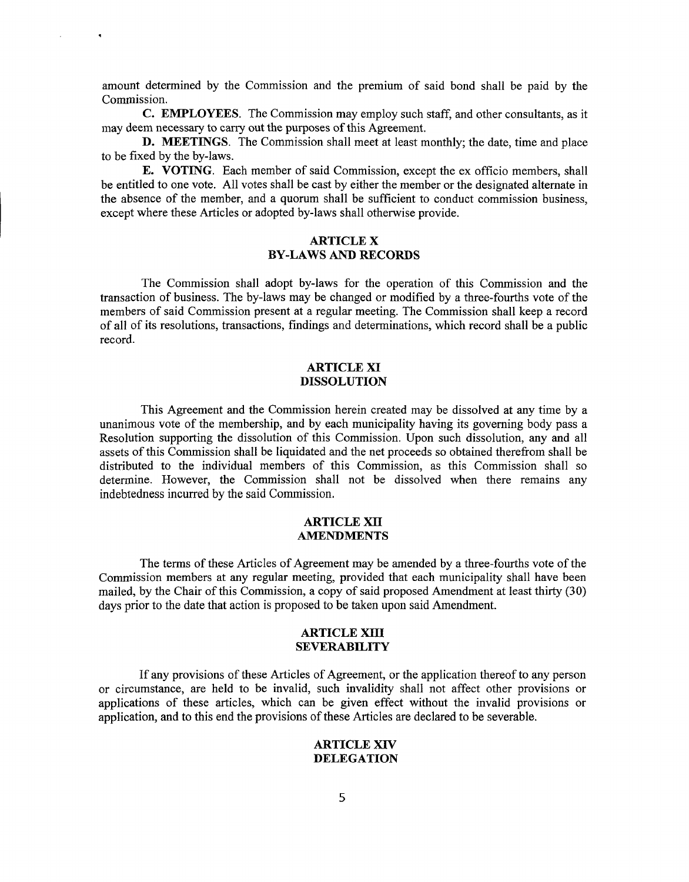amount determined by the Commission and the premium of said bond shall be paid by the Commission.

**C. EMPLOYEES**. The Commission may employ such staff, and other consultants, as it may deem necessary to carry out the purposes of this Agreement.

**D. MEETINGS**. The Commission shall meet at least monthly; the date, time and place to be fixed by the by-laws.

**E. VOTING**. Each member of said Commission, except the ex officio members, shall be entitled to one vote. All votes shall be cast by either the member or the designated alternate in the absence of the member, and a quorum shall be sufficient to conduct commission business, except where these Articles or adopted by-laws shall otherwise provide.

## ARTICLE X
## BY-LAWS AND RECORDS

The Commission shall adopt by-laws for the operation of this Commission and the transaction of business. The by-laws may be changed or modified by a three-fourths vote of the members of said Commission present at a regular meeting. The Commission shall keep a record of all of its resolutions, transactions, findings and determinations, which record shall be a public record.

## ARTICLE XI
## DISSOLUTION

This Agreement and the Commission herein created may be dissolved at any time by a unanimous vote of the membership, and by each municipality having its governing body pass a Resolution supporting the dissolution of this Commission. Upon such dissolution, any and all assets of this Commission shall be liquidated and the net proceeds so obtained therefrom shall be distributed to the individual members of this Commission, as this Commission shall so determine. However, the Commission shall not be dissolved when there remains any indebtedness incurred by the said Commission.

## ARTICLE XII
## AMENDMENTS

The terms of these Articles of Agreement may be amended by a three-fourths vote of the Commission members at any regular meeting, provided that each municipality shall have been mailed, by the Chair of this Commission, a copy of said proposed Amendment at least thirty (30) days prior to the date that action is proposed to be taken upon said Amendment.

## ARTICLE XIII
## SEVERABILITY

If any provisions of these Articles of Agreement, or the application thereof to any person or circumstance, are held to be invalid, such invalidity shall not affect other provisions or applications of these articles, which can be given effect without the invalid provisions or application, and to this end the provisions of these Articles are declared to be severable.

## ARTICLE XIV
## DELEGATION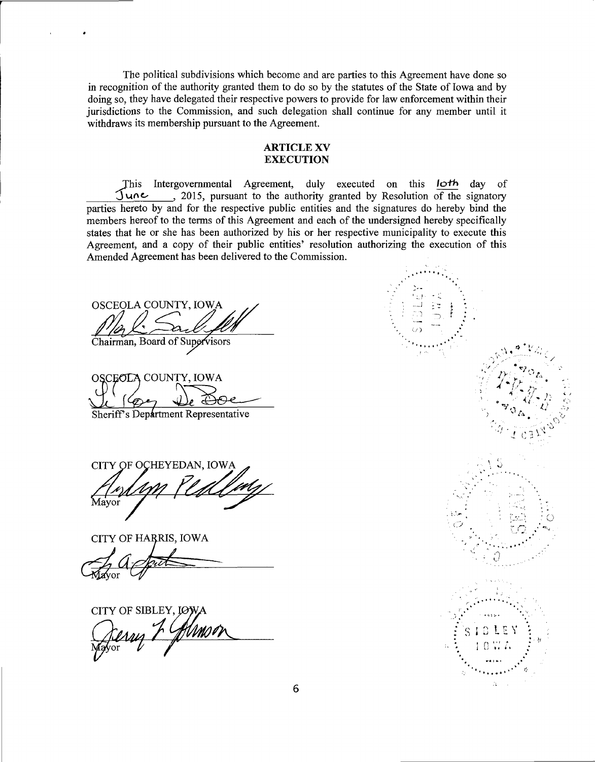The political subdivisions which become and are parties to this Agreement have done so in recognition of the authority granted them to do so by the statutes of the State of Iowa and by doing so, they have delegated their respective powers to provide for law enforcement within their jurisdictions to the Commission, and such delegation shall continue for any member until it withdraws its membership pursuant to the Agreement.

## ARTICLE XV
## EXECUTION

This Intergovernmental Agreement, duly executed on this 10th day of June, 2015, pursuant to the authority granted by Resolution of the signatory parties hereto by and for the respective public entities and the signatures do hereby bind the members hereof to the terms of this Agreement and each of the undersigned hereby specifically states that he or she has been authorized by his or her respective municipality to execute this Agreement, and a copy of their public entities' resolution authorizing the execution of this Amended Agreement has been delivered to the Commission.

OSCEOLA COUNTY, IOWA

Chairman, Board of Supervisors

OSCEOLA COUNTY, IOWA

Sheriff's Department Representative

CITY OF OCHEYEDAN, IOWA

Mayor

CITY OF HARRIS, IOWA

Mayor

CITY OF SIBLEY, IOWA

Mayor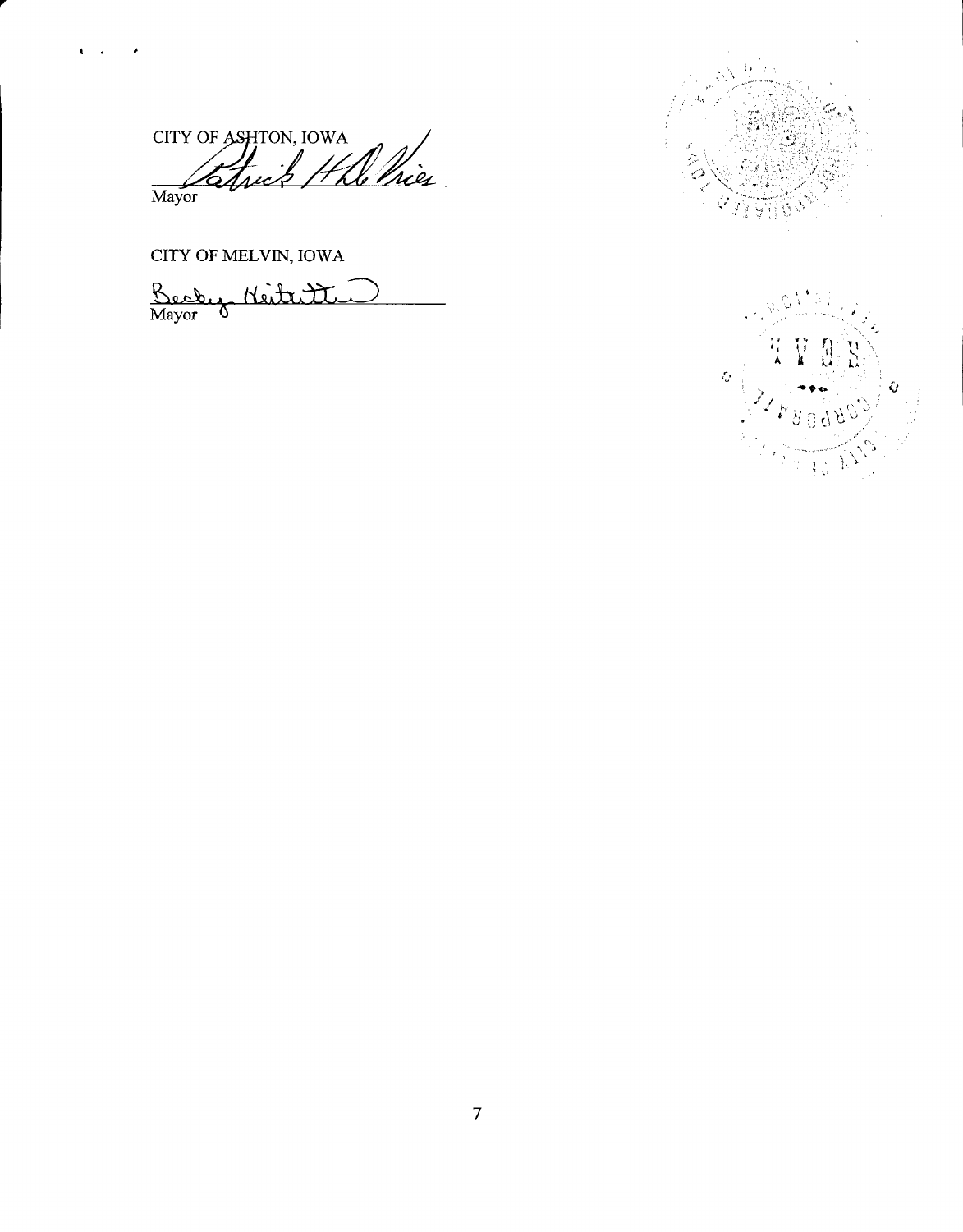CITY OF ASHTON, IOWA

Patrick H. DeVries

Mayor

CITY OF MELVIN, IOWA

Becky Heitritter

Mayor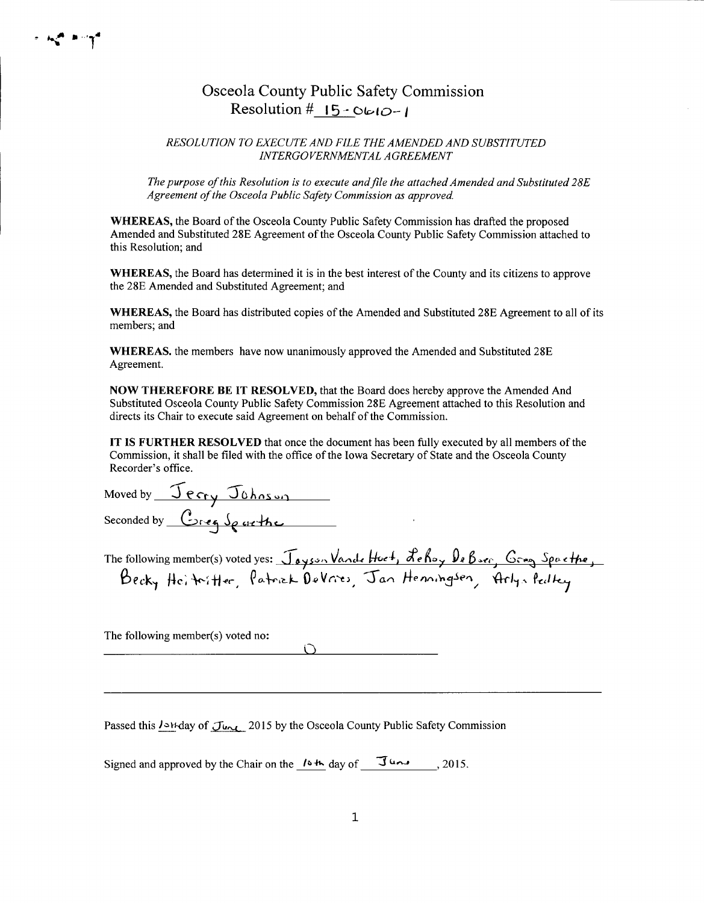# Osceola County Public Safety Commission
## Resolution # 15-0610-1

*RESOLUTION TO EXECUTE AND FILE THE AMENDED AND SUBSTITUTED INTERGOVERNMENTAL AGREEMENT*

*The purpose of this Resolution is to execute and file the attached Amended and Substituted 28E Agreement of the Osceola Public Safety Commission as approved.*

**WHEREAS,** the Board of the Osceola County Public Safety Commission has drafted the proposed Amended and Substituted 28E Agreement of the Osceola County Public Safety Commission attached to this Resolution; and

**WHEREAS,** the Board has determined it is in the best interest of the County and its citizens to approve the 28E Amended and Substituted Agreement; and

**WHEREAS,** the Board has distributed copies of the Amended and Substituted 28E Agreement to all of its members; and

**WHEREAS.** the members have now unanimously approved the Amended and Substituted 28E Agreement.

**NOW THEREFORE BE IT RESOLVED,** that the Board does hereby approve the Amended And Substituted Osceola County Public Safety Commission 28E Agreement attached to this Resolution and directs its Chair to execute said Agreement on behalf of the Commission.

**IT IS FURTHER RESOLVED** that once the document has been fully executed by all members of the Commission, it shall be filed with the office of the Iowa Secretary of State and the Osceola County Recorder's office.

Moved by Jerry Johnson

Seconded by Greg Spaethe

The following member(s) voted yes: Jayson Vande Hoef, LeRoy DeBoer, Greg Spaethe, Becky Heitritter, Patrick DeVries, Jan Henningsen, Arlyn Pedley

The following member(s) voted no: 0

Passed this 10th day of June 2015 by the Osceola County Public Safety Commission

Signed and approved by the Chair on the 10th day of June, 2015.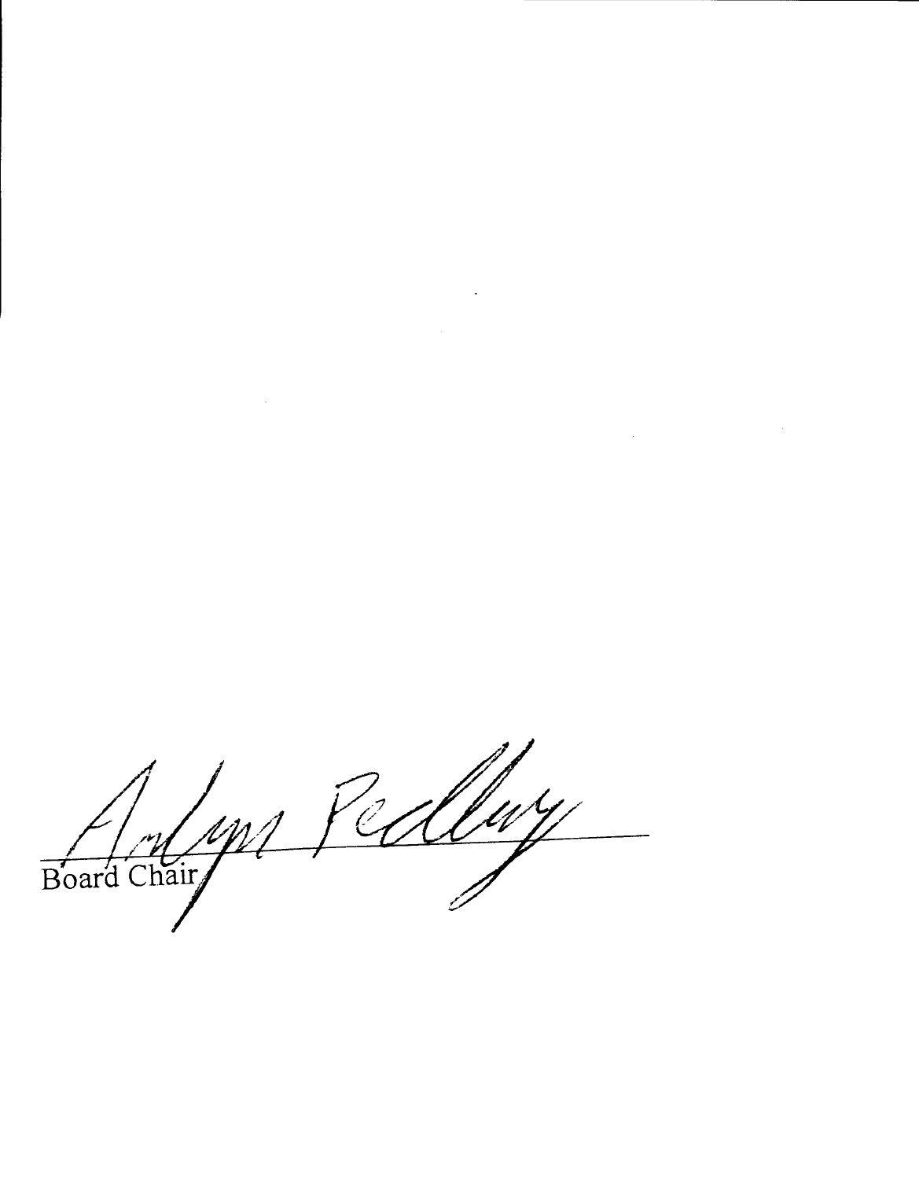Board Chair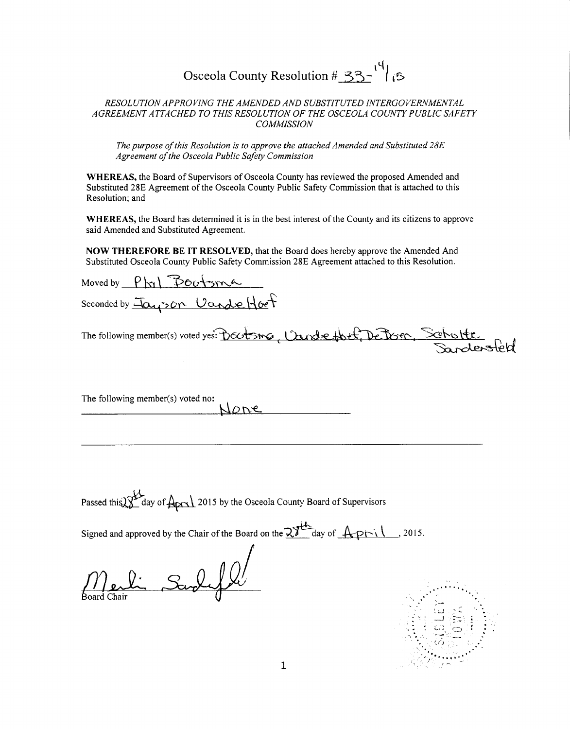# Osceola County Resolution # 33-14/15

*RESOLUTION APPROVING THE AMENDED AND SUBSTITUTED INTERGOVERNMENTAL AGREEMENT ATTACHED TO THIS RESOLUTION OF THE OSCEOLA COUNTY PUBLIC SAFETY COMMISSION*

*The purpose of this Resolution is to approve the attached Amended and Substituted 28E Agreement of the Osceola Public Safety Commission*

**WHEREAS,** the Board of Supervisors of Osceola County has reviewed the proposed Amended and Substituted 28E Agreement of the Osceola County Public Safety Commission that is attached to this Resolution; and

**WHEREAS,** the Board has determined it is in the best interest of the County and its citizens to approve said Amended and Substituted Agreement.

**NOW THEREFORE BE IT RESOLVED,** that the Board does hereby approve the Amended And Substituted Osceola County Public Safety Commission 28E Agreement attached to this Resolution.

Moved by Phil Boutsma

Seconded by Jayson Vande Hoef

The following member(s) voted yes: Boutsma, Vande Hoef, DeBoer, Schulte, Sandersfeld

The following member(s) voted no: None

Passed this 28th day of April 2015 by the Osceola County Board of Supervisors

Signed and approved by the Chair of the Board on the 28th day of April, 2015.

Merlin Sandersfeld

Board Chair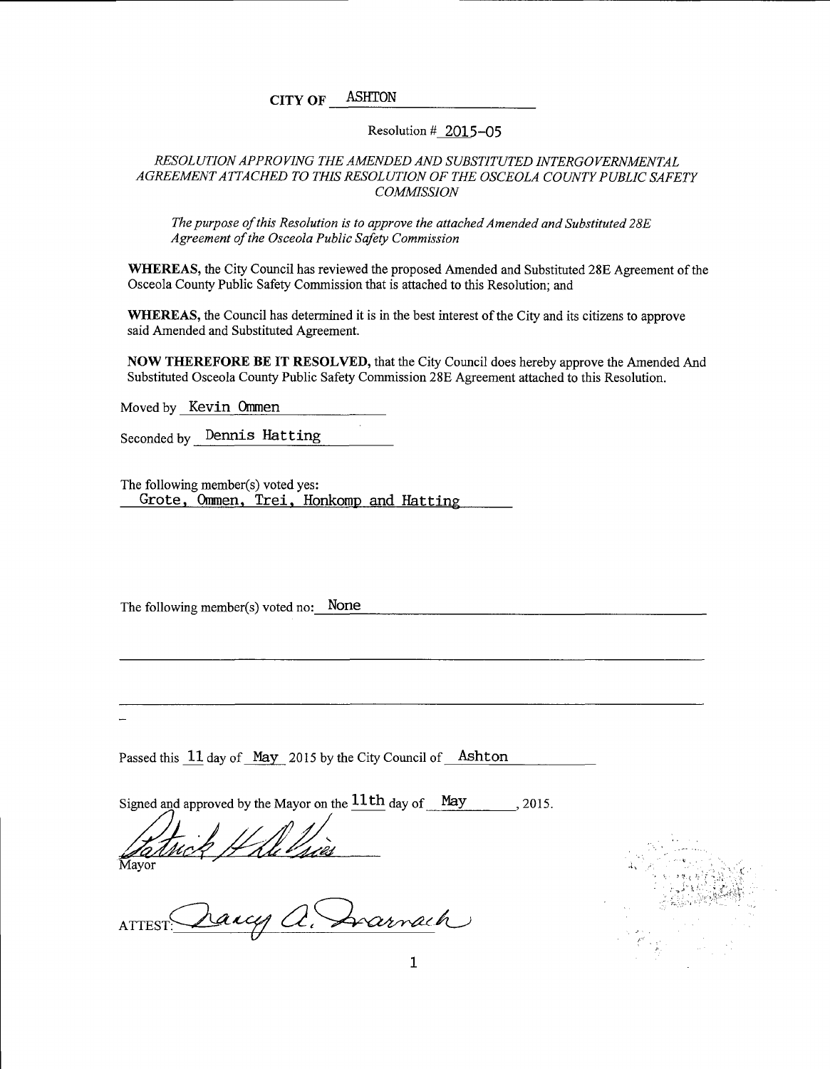**CITY OF** ASHTON

Resolution # 2015-05

*RESOLUTION APPROVING THE AMENDED AND SUBSTITUTED INTERGOVERNMENTAL AGREEMENT ATTACHED TO THIS RESOLUTION OF THE OSCEOLA COUNTY PUBLIC SAFETY COMMISSION*

*The purpose of this Resolution is to approve the attached Amended and Substituted 28E Agreement of the Osceola Public Safety Commission*

**WHEREAS,** the City Council has reviewed the proposed Amended and Substituted 28E Agreement of the Osceola County Public Safety Commission that is attached to this Resolution; and

**WHEREAS,** the Council has determined it is in the best interest of the City and its citizens to approve said Amended and Substituted Agreement.

**NOW THEREFORE BE IT RESOLVED,** that the City Council does hereby approve the Amended And Substituted Osceola County Public Safety Commission 28E Agreement attached to this Resolution.

Moved by Kevin Ommen

Seconded by Dennis Hatting

The following member(s) voted yes:
Grote, Ommen, Trei, Honkomp and Hatting

The following member(s) voted no: None

Passed this 11 day of May 2015 by the City Council of Ashton

Signed and approved by the Mayor on the 11th day of May, 2015.

Patrick H DeVries
Mayor

ATTEST: Nancy A. Swarnach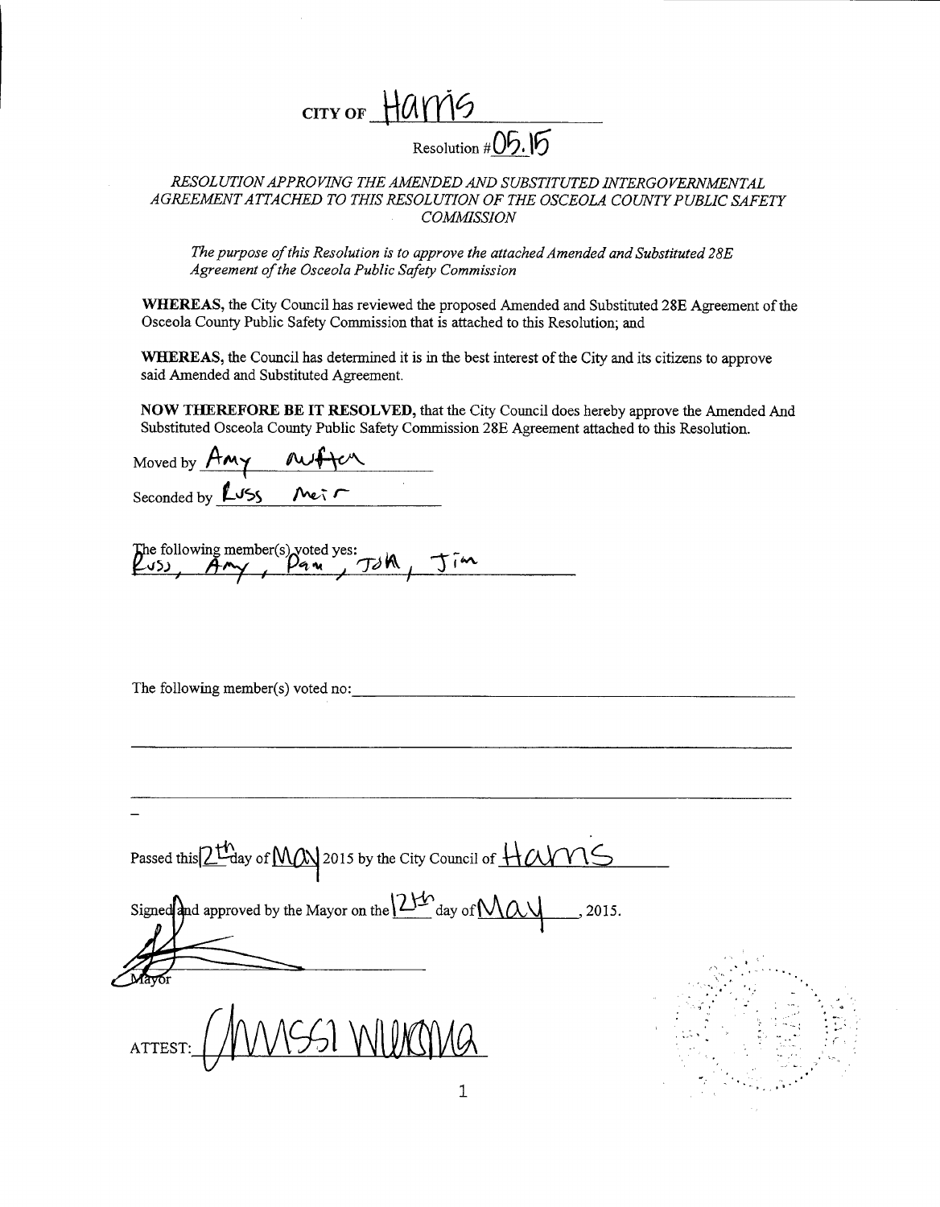**CITY OF** Harris

Resolution #05.15

*RESOLUTION APPROVING THE AMENDED AND SUBSTITUTED INTERGOVERNMENTAL AGREEMENT ATTACHED TO THIS RESOLUTION OF THE OSCEOLA COUNTY PUBLIC SAFETY COMMISSION*

*The purpose of this Resolution is to approve the attached Amended and Substituted 28E Agreement of the Osceola Public Safety Commission*

**WHEREAS,** the City Council has reviewed the proposed Amended and Substituted 28E Agreement of the Osceola County Public Safety Commission that is attached to this Resolution; and

**WHEREAS,** the Council has determined it is in the best interest of the City and its citizens to approve said Amended and Substituted Agreement.

**NOW THEREFORE BE IT RESOLVED,** that the City Council does hereby approve the Amended And Substituted Osceola County Public Safety Commission 28E Agreement attached to this Resolution.

Moved by Amy Nuffer

Seconded by Russ Meir

The following member(s) voted yes: Russ, Amy, Pam, John, Jim

The following member(s) voted no: \_\_\_\_\_\_\_\_\_\_\_\_\_\_\_\_\_\_\_\_

Passed this 12th day of May 2015 by the City Council of Harris

Signed and approved by the Mayor on the 12th day of May, 2015.

\_\_\_\_\_\_\_\_\_\_\_\_\_\_\_\_\_\_\_\_

Mayor

ATTEST: Chrissi Wiekamp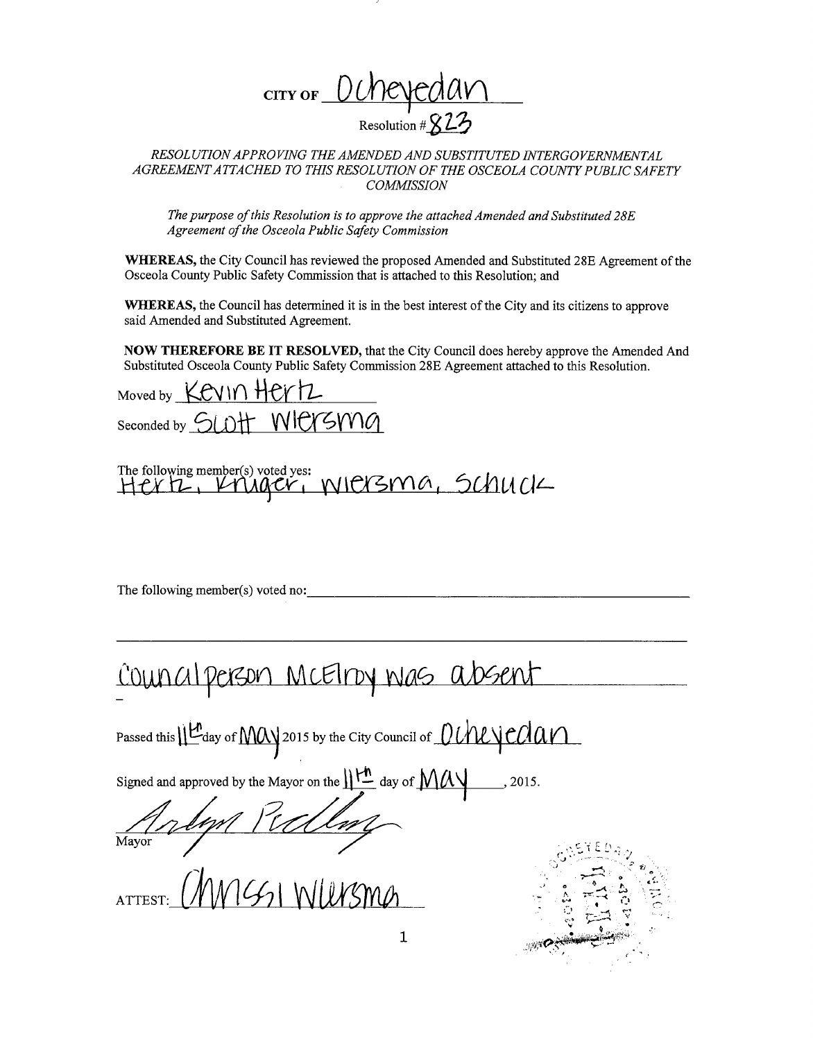# CITY OF Ocheyedan

Resolution # 823

*RESOLUTION APPROVING THE AMENDED AND SUBSTITUTED INTERGOVERNMENTAL AGREEMENT ATTACHED TO THIS RESOLUTION OF THE OSCEOLA COUNTY PUBLIC SAFETY COMMISSION*

*The purpose of this Resolution is to approve the attached Amended and Substituted 28E Agreement of the Osceola Public Safety Commission*

**WHEREAS,** the City Council has reviewed the proposed Amended and Substituted 28E Agreement of the Osceola County Public Safety Commission that is attached to this Resolution; and

**WHEREAS,** the Council has determined it is in the best interest of the City and its citizens to approve said Amended and Substituted Agreement.

**NOW THEREFORE BE IT RESOLVED,** that the City Council does hereby approve the Amended And Substituted Osceola County Public Safety Commission 28E Agreement attached to this Resolution.

Moved by Kevin Hertz

Seconded by Scott Wiersma

The following member(s) voted yes: Hertz, Kruger, Wiersma, Schuck

The following member(s) voted no: ______

Councilperson McElroy was absent

Passed this 11th day of May 2015 by the City Council of Ocheyedan

Signed and approved by the Mayor on the 11th day of May, 2015.

Ardyn Redling
Mayor

ATTEST: Chrissi Wiersma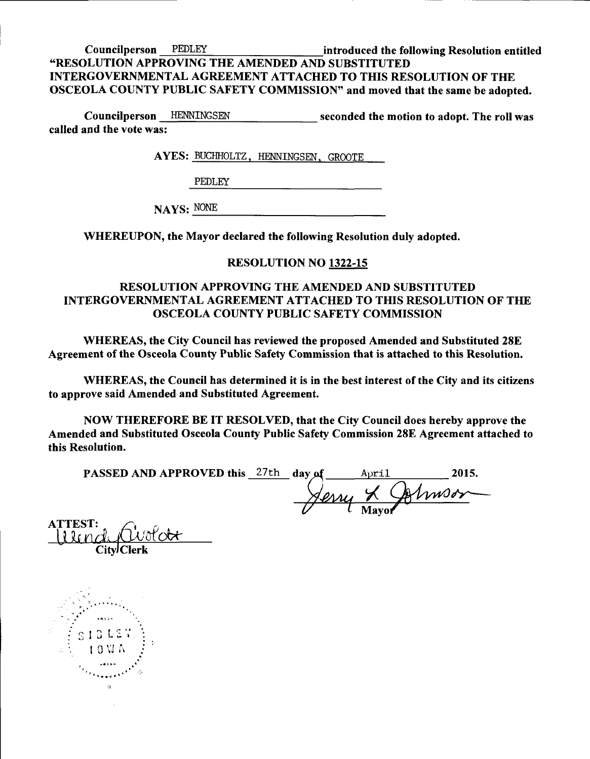Councilperson PEDLEY introduced the following Resolution entitled "RESOLUTION APPROVING THE AMENDED AND SUBSTITUTED INTERGOVERNMENTAL AGREEMENT ATTACHED TO THIS RESOLUTION OF THE OSCEOLA COUNTY PUBLIC SAFETY COMMISSION" and moved that the same be adopted.

Councilperson HENNINGSEN seconded the motion to adopt. The roll was called and the vote was:

AYES: BUCHHOLTZ, HENNINGSEN, GROOTE
PEDLEY

NAYS: NONE

**WHEREUPON, the Mayor declared the following Resolution duly adopted.**

## RESOLUTION NO 1322-15

## RESOLUTION APPROVING THE AMENDED AND SUBSTITUTED INTERGOVERNMENTAL AGREEMENT ATTACHED TO THIS RESOLUTION OF THE OSCEOLA COUNTY PUBLIC SAFETY COMMISSION

**WHEREAS, the City Council has reviewed the proposed Amended and Substituted 28E Agreement of the Osceola County Public Safety Commission that is attached to this Resolution.**

**WHEREAS, the Council has determined it is in the best interest of the City and its citizens to approve said Amended and Substituted Agreement.**

**NOW THEREFORE BE IT RESOLVED, that the City Council does hereby approve the Amended and Substituted Osceola County Public Safety Commission 28E Agreement attached to this Resolution.**

**PASSED AND APPROVED this** 27th **day of** April **2015.**

Jerry L Johnson
Mayor

ATTEST:
Wendy Aistott
City Clerk

SIBLEY IOWA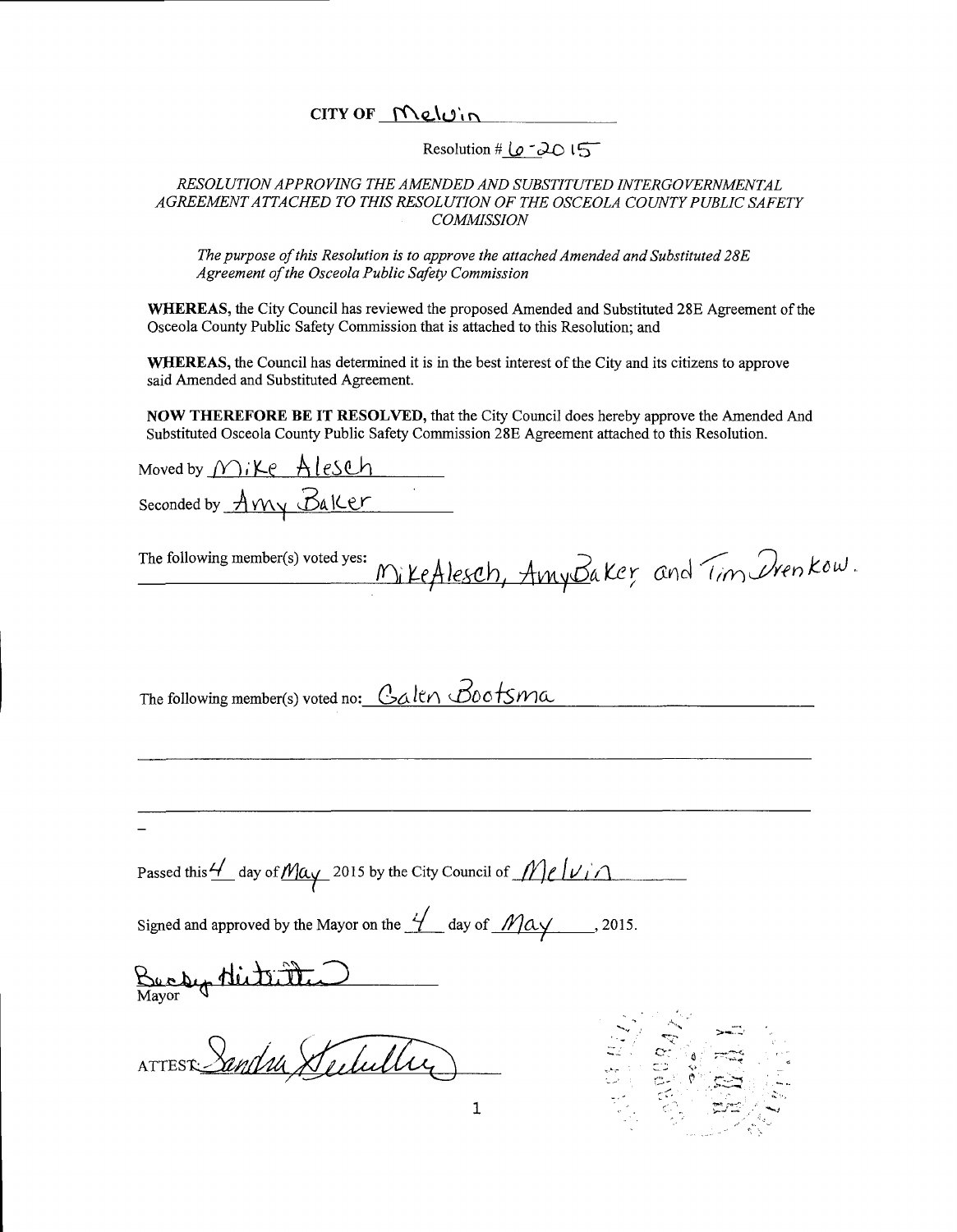CITY OF Melvin

Resolution # 6-2015

*RESOLUTION APPROVING THE AMENDED AND SUBSTITUTED INTERGOVERNMENTAL AGREEMENT ATTACHED TO THIS RESOLUTION OF THE OSCEOLA COUNTY PUBLIC SAFETY COMMISSION*

*The purpose of this Resolution is to approve the attached Amended and Substituted 28E Agreement of the Osceola Public Safety Commission*

**WHEREAS,** the City Council has reviewed the proposed Amended and Substituted 28E Agreement of the Osceola County Public Safety Commission that is attached to this Resolution; and

**WHEREAS,** the Council has determined it is in the best interest of the City and its citizens to approve said Amended and Substituted Agreement.

**NOW THEREFORE BE IT RESOLVED,** that the City Council does hereby approve the Amended And Substituted Osceola County Public Safety Commission 28E Agreement attached to this Resolution.

Moved by Mike Alesch

Seconded by Amy Baker

The following member(s) voted yes: Mike Alesch, Amy Baker and Tim Drenkow.

The following member(s) voted no: Galen Bootsma

Passed this 4 day of May 2015 by the City Council of Melvin

Signed and approved by the Mayor on the 4 day of May, 2015.

Becky Hintz
Mayor

ATTEST: Sandra Seckuller